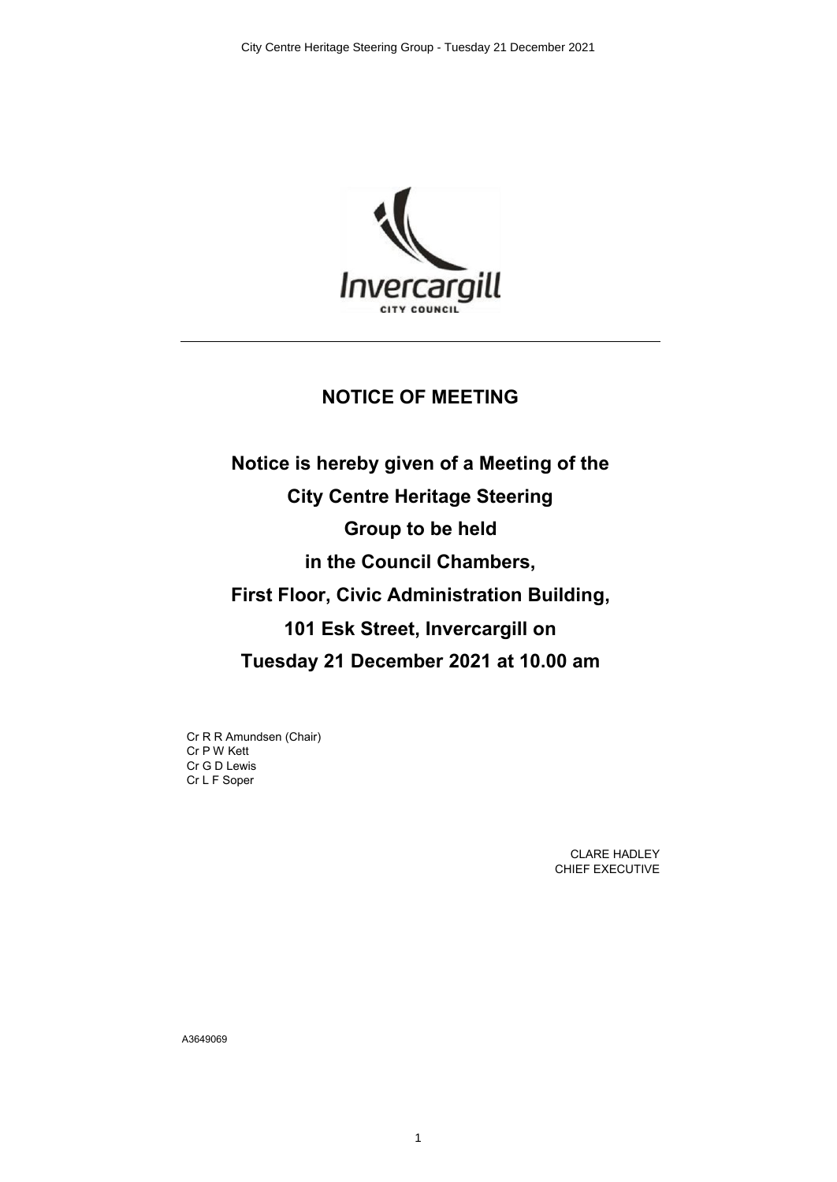# NOTICE OF MEETING

**Notice is hereby given of a Meeting of the City Centre Heritage Steering Group to be held in the Council Chambers, First Floor, Civic Administration Building, 101 Esk Street, Invercargill on Tuesday 21 December 2021 at 10.00 am**

Cr R R Amundsen (Chair)
Cr P W Kett
Cr G D Lewis
Cr L F Soper

CLARE HADLEY
CHIEF EXECUTIVE

A3649069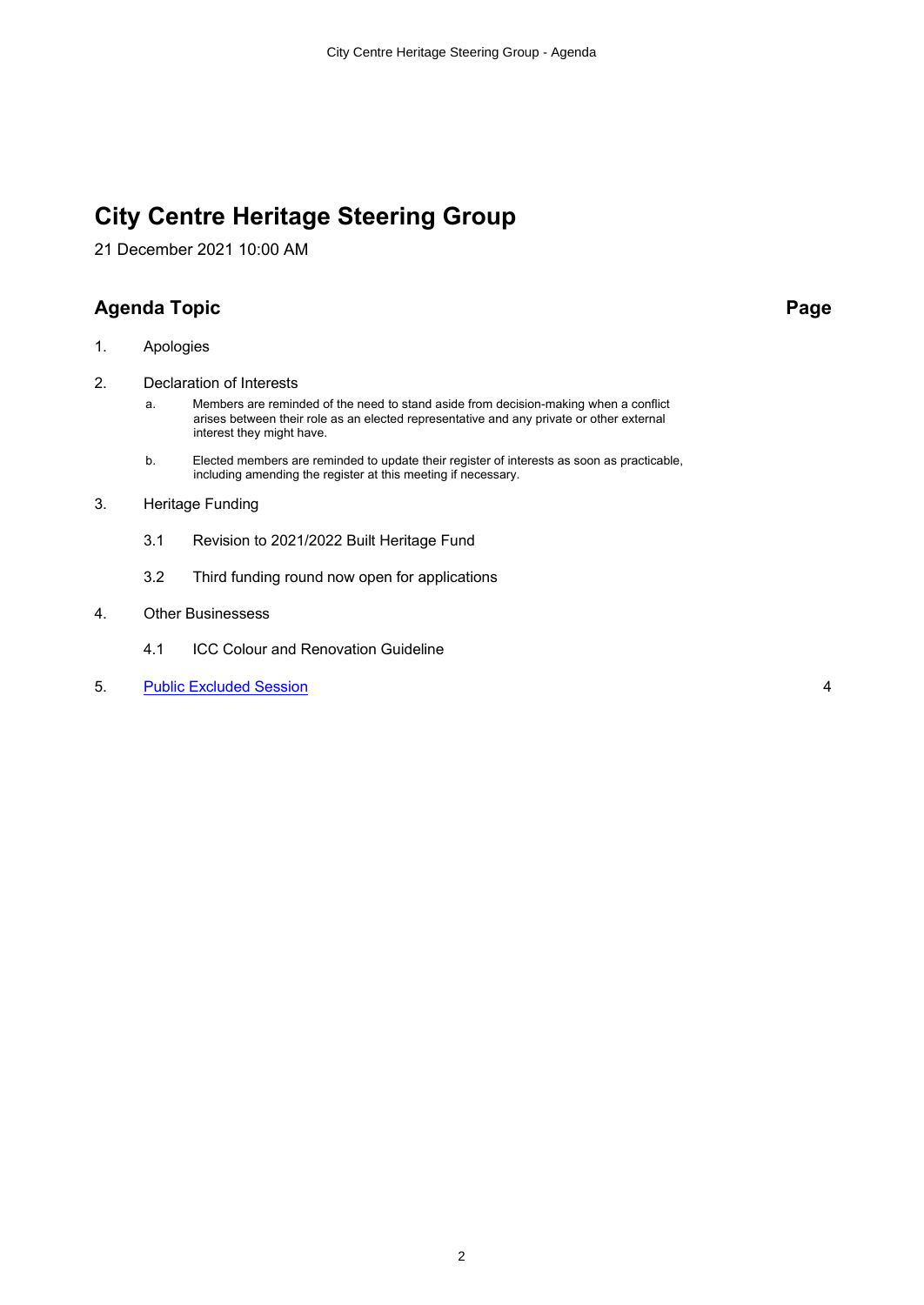# City Centre Heritage Steering Group

21 December 2021 10:00 AM

| Agenda Topic | | Page |
| --- | --- | --- |
| 1. | Apologies | |
| 2. | Declaration of Interests | |
| | a. Members are reminded of the need to stand aside from decision-making when a conflict arises between their role as an elected representative and any private or other external interest they might have. | |
| | b. Elected members are reminded to update their register of interests as soon as practicable, including amending the register at this meeting if necessary. | |
| 3. | Heritage Funding | |
| | 3.1 Revision to 2021/2022 Built Heritage Fund | |
| | 3.2 Third funding round now open for applications | |
| 4. | Other Businessess | |
| | 4.1 ICC Colour and Renovation Guideline | |
| 5. | Public Excluded Session | 4 |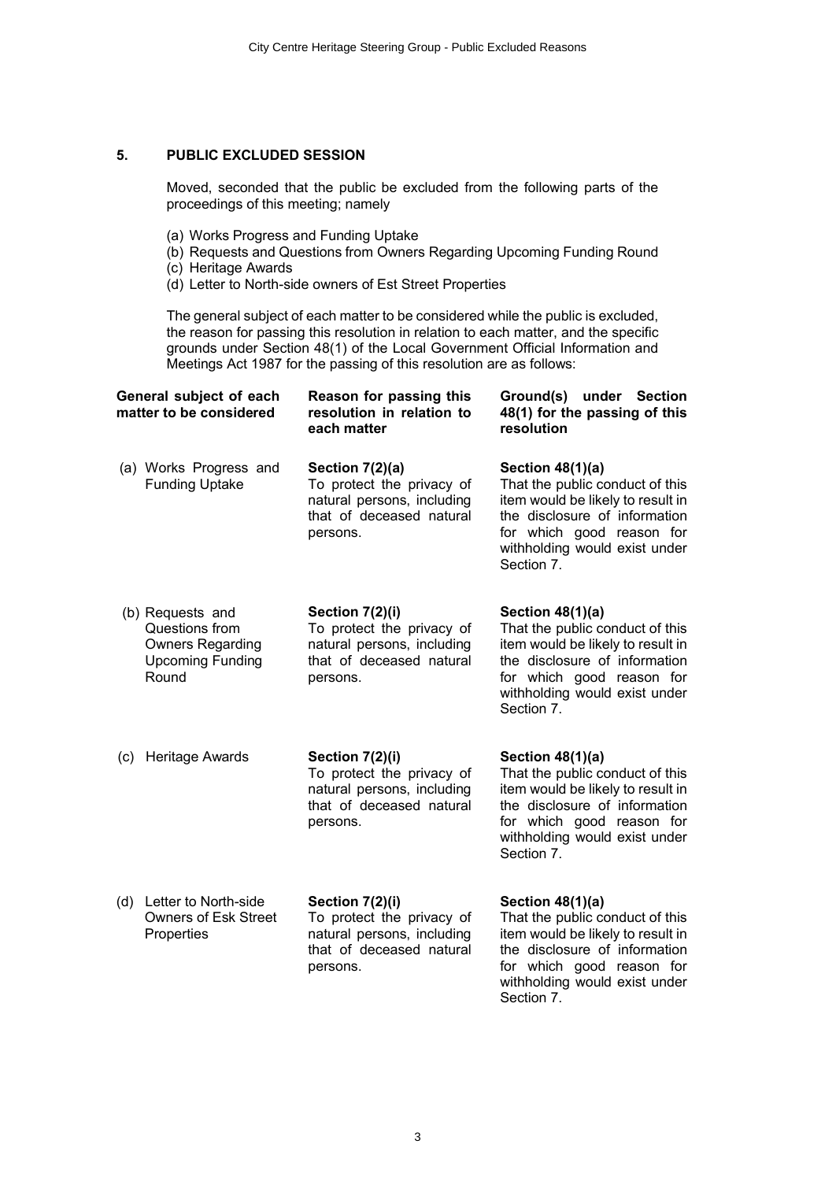## 5. PUBLIC EXCLUDED SESSION

Moved, seconded that the public be excluded from the following parts of the proceedings of this meeting; namely

(a) Works Progress and Funding Uptake
(b) Requests and Questions from Owners Regarding Upcoming Funding Round
(c) Heritage Awards
(d) Letter to North-side owners of Est Street Properties

The general subject of each matter to be considered while the public is excluded, the reason for passing this resolution in relation to each matter, and the specific grounds under Section 48(1) of the Local Government Official Information and Meetings Act 1987 for the passing of this resolution are as follows:

| General subject of each matter to be considered | Reason for passing this resolution in relation to each matter | Ground(s) under Section 48(1) for the passing of this resolution |
|---|---|---|
| (a) Works Progress and Funding Uptake | **Section 7(2)(a)** To protect the privacy of natural persons, including that of deceased natural persons. | **Section 48(1)(a)** That the public conduct of this item would be likely to result in the disclosure of information for which good reason for withholding would exist under Section 7. |
| (b) Requests and Questions from Owners Regarding Upcoming Funding Round | **Section 7(2)(i)** To protect the privacy of natural persons, including that of deceased natural persons. | **Section 48(1)(a)** That the public conduct of this item would be likely to result in the disclosure of information for which good reason for withholding would exist under Section 7. |
| (c) Heritage Awards | **Section 7(2)(i)** To protect the privacy of natural persons, including that of deceased natural persons. | **Section 48(1)(a)** That the public conduct of this item would be likely to result in the disclosure of information for which good reason for withholding would exist under Section 7. |
| (d) Letter to North-side Owners of Esk Street Properties | **Section 7(2)(i)** To protect the privacy of natural persons, including that of deceased natural persons. | **Section 48(1)(a)** That the public conduct of this item would be likely to result in the disclosure of information for which good reason for withholding would exist under Section 7. |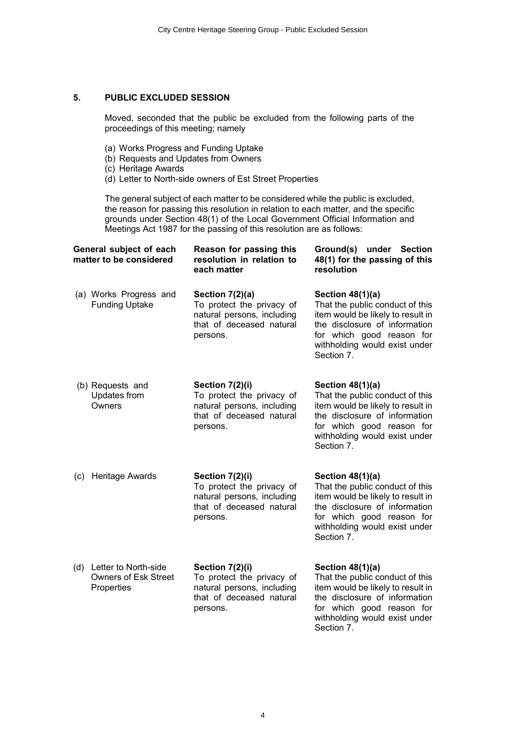## 5. PUBLIC EXCLUDED SESSION

Moved, seconded that the public be excluded from the following parts of the proceedings of this meeting; namely

(a) Works Progress and Funding Uptake
(b) Requests and Updates from Owners
(c) Heritage Awards
(d) Letter to North-side owners of Est Street Properties

The general subject of each matter to be considered while the public is excluded, the reason for passing this resolution in relation to each matter, and the specific grounds under Section 48(1) of the Local Government Official Information and Meetings Act 1987 for the passing of this resolution are as follows:

| General subject of each matter to be considered | Reason for passing this resolution in relation to each matter | Ground(s) under Section 48(1) for the passing of this resolution |
|---|---|---|
| (a) Works Progress and Funding Uptake | **Section 7(2)(a)** To protect the privacy of natural persons, including that of deceased natural persons. | **Section 48(1)(a)** That the public conduct of this item would be likely to result in the disclosure of information for which good reason for withholding would exist under Section 7. |
| (b) Requests and Updates from Owners | **Section 7(2)(i)** To protect the privacy of natural persons, including that of deceased natural persons. | **Section 48(1)(a)** That the public conduct of this item would be likely to result in the disclosure of information for which good reason for withholding would exist under Section 7. |
| (c) Heritage Awards | **Section 7(2)(i)** To protect the privacy of natural persons, including that of deceased natural persons. | **Section 48(1)(a)** That the public conduct of this item would be likely to result in the disclosure of information for which good reason for withholding would exist under Section 7. |
| (d) Letter to North-side Owners of Esk Street Properties | **Section 7(2)(i)** To protect the privacy of natural persons, including that of deceased natural persons. | **Section 48(1)(a)** That the public conduct of this item would be likely to result in the disclosure of information for which good reason for withholding would exist under Section 7. |